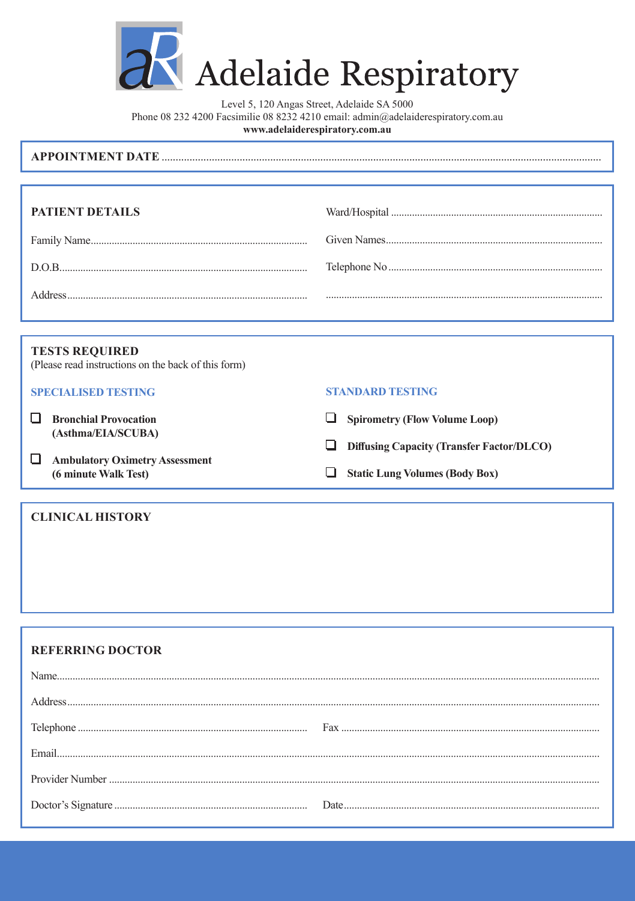# Adelaide Respiratory

Level 5, 120 Angas Street, Adelaide SA 5000
Phone 08 232 4200 Facsimilie 08 8232 4210 email: admin@adelaiderespiratory.com.au
**www.adelaiderespiratory.com.au**

**APPOINTMENT DATE** ...............................................................

## PATIENT DETAILS

Ward/Hospital ...............................................................

Family Name...............................................................

Given Names...............................................................

D.O.B...............................................................

Telephone No ...............................................................

Address...............................................................

...............................................................

## TESTS REQUIRED

(Please read instructions on the back of this form)

### SPECIALISED TESTING

- ☐ **Bronchial Provocation (Asthma/EIA/SCUBA)**
- ☐ **Ambulatory Oximetry Assessment (6 minute Walk Test)**

### STANDARD TESTING

- ☐ **Spirometry (Flow Volume Loop)**
- ☐ **Diffusing Capacity (Transfer Factor/DLCO)**
- ☐ **Static Lung Volumes (Body Box)**

## CLINICAL HISTORY

## REFERRING DOCTOR

Name...............................................................

Address...............................................................

Telephone ............................................................... Fax ...............................................................

Email...............................................................

Provider Number ...............................................................

Doctor's Signature ............................................................... Date...............................................................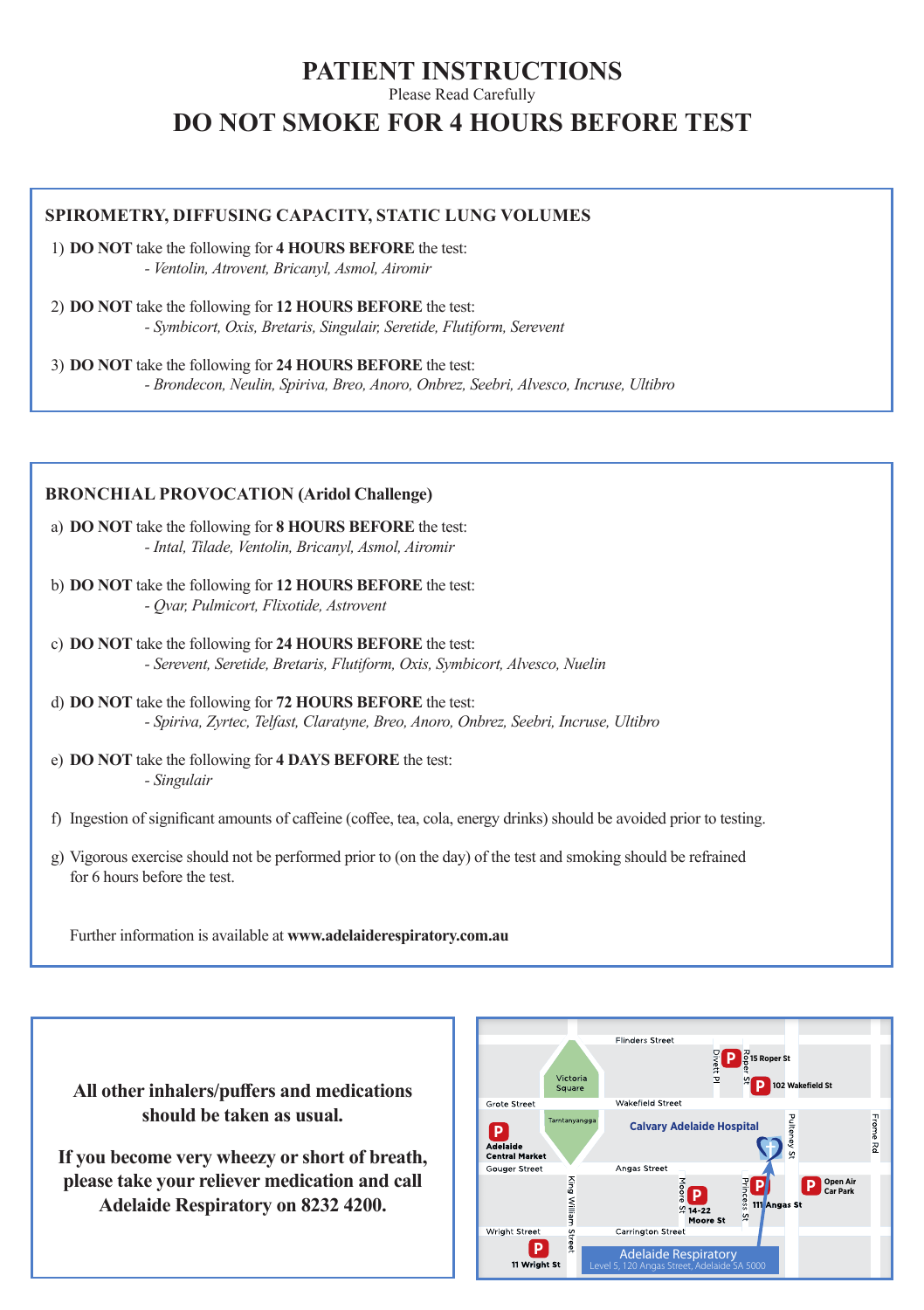# PATIENT INSTRUCTIONS

Please Read Carefully

## DO NOT SMOKE FOR 4 HOURS BEFORE TEST

### SPIROMETRY, DIFFUSING CAPACITY, STATIC LUNG VOLUMES

1) **DO NOT** take the following for **4 HOURS BEFORE** the test:
   *- Ventolin, Atrovent, Bricanyl, Asmol, Airomir*

2) **DO NOT** take the following for **12 HOURS BEFORE** the test:
   *- Symbicort, Oxis, Bretaris, Singulair, Seretide, Flutiform, Serevent*

3) **DO NOT** take the following for **24 HOURS BEFORE** the test:
   *- Brondecon, Neulin, Spiriva, Breo, Anoro, Onbrez, Seebri, Alvesco, Incruse, Ultibro*

### BRONCHIAL PROVOCATION (Aridol Challenge)

a) **DO NOT** take the following for **8 HOURS BEFORE** the test:
   *- Intal, Tilade, Ventolin, Bricanyl, Asmol, Airomir*

b) **DO NOT** take the following for **12 HOURS BEFORE** the test:
   *- Qvar, Pulmicort, Flixotide, Astrovent*

c) **DO NOT** take the following for **24 HOURS BEFORE** the test:
   *- Serevent, Seretide, Bretaris, Flutiform, Oxis, Symbicort, Alvesco, Nuelin*

d) **DO NOT** take the following for **72 HOURS BEFORE** the test:
   *- Spiriva, Zyrtec, Telfast, Claratyne, Breo, Anoro, Onbrez, Seebri, Incruse, Ultibro*

e) **DO NOT** take the following for **4 DAYS BEFORE** the test:
   *- Singulair*

f) Ingestion of significant amounts of caffeine (coffee, tea, cola, energy drinks) should be avoided prior to testing.

g) Vigorous exercise should not be performed prior to (on the day) of the test and smoking should be refrained for 6 hours before the test.

Further information is available at **www.adelaiderespiratory.com.au**

**All other inhalers/puffers and medications should be taken as usual.**

**If you become very wheezy or short of breath, please take your reliever medication and call Adelaide Respiratory on 8232 4200.**

Flinders Street
Victoria Square
Tarntanyangga
Grote Street
Wakefield Street
Divett Pl
Roper St
15 Roper St
102 Wakefield St
Calvary Adelaide Hospital
Pulteney St
Frome Rd
Adelaide Central Market
Gouger Street
Angas Street
King William Street
Moore St
14-22 Moore St
Princess St
111 Angas St
Open Air Car Park
Wright Street
Carrington Street
11 Wright St
Adelaide Respiratory
Level 5, 120 Angas Street, Adelaide SA 5000